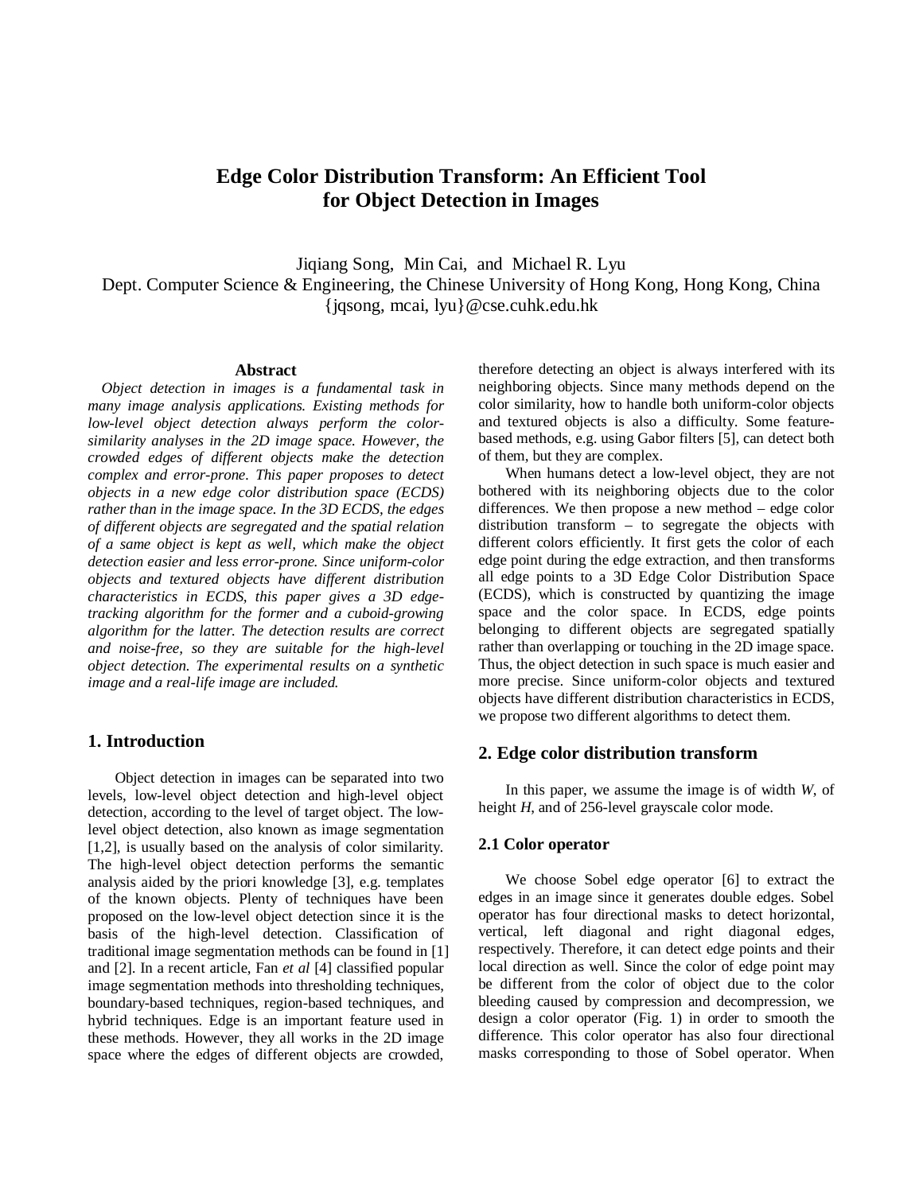# Edge Color Distribution Transform: An Efficient Tool for Object Detection in Images

Jiqiang Song, Min Cai, and Michael R. Lyu
Dept. Computer Science & Engineering, the Chinese University of Hong Kong, Hong Kong, China
{jqsong, mcai, lyu}@cse.cuhk.edu.hk

## Abstract

*Object detection in images is a fundamental task in many image analysis applications. Existing methods for low-level object detection always perform the color-similarity analyses in the 2D image space. However, the crowded edges of different objects make the detection complex and error-prone. This paper proposes to detect objects in a new edge color distribution space (ECDS) rather than in the image space. In the 3D ECDS, the edges of different objects are segregated and the spatial relation of a same object is kept as well, which make the object detection easier and less error-prone. Since uniform-color objects and textured objects have different distribution characteristics in ECDS, this paper gives a 3D edge-tracking algorithm for the former and a cuboid-growing algorithm for the latter. The detection results are correct and noise-free, so they are suitable for the high-level object detection. The experimental results on a synthetic image and a real-life image are included.*

## 1. Introduction

Object detection in images can be separated into two levels, low-level object detection and high-level object detection, according to the level of target object. The low-level object detection, also known as image segmentation [1,2], is usually based on the analysis of color similarity. The high-level object detection performs the semantic analysis aided by the priori knowledge [3], e.g. templates of the known objects. Plenty of techniques have been proposed on the low-level object detection since it is the basis of the high-level detection. Classification of traditional image segmentation methods can be found in [1] and [2]. In a recent article, Fan *et al* [4] classified popular image segmentation methods into thresholding techniques, boundary-based techniques, region-based techniques, and hybrid techniques. Edge is an important feature used in these methods. However, they all works in the 2D image space where the edges of different objects are crowded, therefore detecting an object is always interfered with its neighboring objects. Since many methods depend on the color similarity, how to handle both uniform-color objects and textured objects is also a difficulty. Some feature-based methods, e.g. using Gabor filters [5], can detect both of them, but they are complex.

When humans detect a low-level object, they are not bothered with its neighboring objects due to the color differences. We then propose a new method – edge color distribution transform – to segregate the objects with different colors efficiently. It first gets the color of each edge point during the edge extraction, and then transforms all edge points to a 3D Edge Color Distribution Space (ECDS), which is constructed by quantizing the image space and the color space. In ECDS, edge points belonging to different objects are segregated spatially rather than overlapping or touching in the 2D image space. Thus, the object detection in such space is much easier and more precise. Since uniform-color objects and textured objects have different distribution characteristics in ECDS, we propose two different algorithms to detect them.

## 2. Edge color distribution transform

In this paper, we assume the image is of width $W$, of height $H$, and of 256-level grayscale color mode.

### 2.1 Color operator

We choose Sobel edge operator [6] to extract the edges in an image since it generates double edges. Sobel operator has four directional masks to detect horizontal, vertical, left diagonal and right diagonal edges, respectively. Therefore, it can detect edge points and their local direction as well. Since the color of edge point may be different from the color of object due to the color bleeding caused by compression and decompression, we design a color operator (Fig. 1) in order to smooth the difference. This color operator has also four directional masks corresponding to those of Sobel operator. When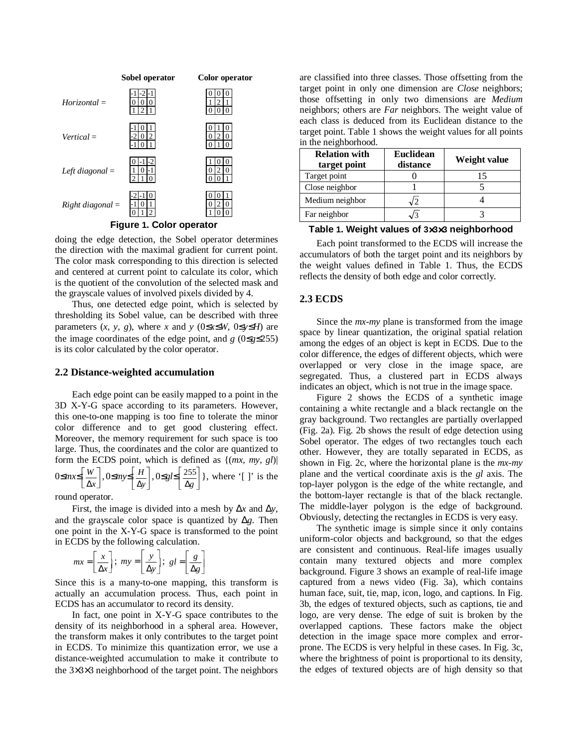| | Sobel operator | Color operator |
|---|---|---|
| *Horizontal* = | $\begin{bmatrix}-1&-2&-1\\0&0&0\\1&2&1\end{bmatrix}$ | $\begin{bmatrix}0&0&0\\1&2&1\\0&0&0\end{bmatrix}$ |
| *Vertical* = | $\begin{bmatrix}-1&0&1\\-2&0&2\\-1&0&1\end{bmatrix}$ | $\begin{bmatrix}0&1&0\\0&2&0\\0&1&0\end{bmatrix}$ |
| *Left diagonal* = | $\begin{bmatrix}0&-1&-2\\1&0&-1\\2&1&0\end{bmatrix}$ | $\begin{bmatrix}1&0&0\\0&2&0\\0&0&1\end{bmatrix}$ |
| *Right diagonal* = | $\begin{bmatrix}-2&-1&0\\-1&0&1\\0&1&2\end{bmatrix}$ | $\begin{bmatrix}0&0&1\\0&2&0\\1&0&0\end{bmatrix}$ |

**Figure 1. Color operator**

doing the edge detection, the Sobel operator determines the direction with the maximal gradient for current point. The color mask corresponding to this direction is selected and centered at current point to calculate its color, which is the quotient of the convolution of the selected mask and the grayscale values of involved pixels divided by 4.

Thus, one detected edge point, which is selected by thresholding its Sobel value, can be described with three parameters $(x, y, g)$, where $x$ and $y$ ($0\le x\le W$, $0\le y\le H$) are the image coordinates of the edge point, and $g$ ($0\le g\le 255$) is its color calculated by the color operator.

## 2.2 Distance-weighted accumulation

Each edge point can be easily mapped to a point in the 3D X-Y-G space according to its parameters. However, this one-to-one mapping is too fine to tolerate the minor color difference and to get good clustering effect. Moreover, the memory requirement for such space is too large. Thus, the coordinates and the color are quantized to form the ECDS point, which is defined as $\{(mx, my, gl) \mid 0\le mx\le \left[\frac{W}{\Delta x}\right], 0\le my\le \left[\frac{H}{\Delta y}\right], 0\le gl\le \left[\frac{255}{\Delta g}\right]\}$, where '[ ]' is the round operator.

First, the image is divided into a mesh by $\Delta x$ and $\Delta y$, and the grayscale color space is quantized by $\Delta g$. Then one point in the X-Y-G space is transformed to the point in ECDS by the following calculation.

$$mx = \left[\frac{x}{\Delta x}\right];\ my = \left[\frac{y}{\Delta y}\right];\ gl = \left[\frac{g}{\Delta g}\right]$$

Since this is a many-to-one mapping, this transform is actually an accumulation process. Thus, each point in ECDS has an accumulator to record its density.

In fact, one point in X-Y-G space contributes to the density of its neighborhood in a spheral area. However, the transform makes it only contributes to the target point in ECDS. To minimize this quantization error, we use a distance-weighted accumulation to make it contribute to the $3\times3\times3$ neighborhood of the target point. The neighbors are classified into three classes. Those offsetting from the target point in only one dimension are *Close* neighbors; those offsetting in only two dimensions are *Medium* neighbors; others are *Far* neighbors. The weight value of each class is deduced from its Euclidean distance to the target point. Table 1 shows the weight values for all points in the neighborhood.

| Relation with target point | Euclidean distance | Weight value |
|---|---|---|
| Target point | 0 | 15 |
| Close neighbor | 1 | 5 |
| Medium neighbor | $\sqrt{2}$ | 4 |
| Far neighbor | $\sqrt{3}$ | 3 |

**Table 1. Weight values of $3\times3\times3$ neighborhood**

Each point transformed to the ECDS will increase the accumulators of both the target point and its neighbors by the weight values defined in Table 1. Thus, the ECDS reflects the density of both edge and color correctly.

## 2.3 ECDS

Since the *mx-my* plane is transformed from the image space by linear quantization, the original spatial relation among the edges of an object is kept in ECDS. Due to the color difference, the edges of different objects, which were overlapped or very close in the image space, are segregated. Thus, a clustered part in ECDS always indicates an object, which is not true in the image space.

Figure 2 shows the ECDS of a synthetic image containing a white rectangle and a black rectangle on the gray background. Two rectangles are partially overlapped (Fig. 2a). Fig. 2b shows the result of edge detection using Sobel operator. The edges of two rectangles touch each other. However, they are totally separated in ECDS, as shown in Fig. 2c, where the horizontal plane is the *mx-my* plane and the vertical coordinate axis is the *gl* axis. The top-layer polygon is the edge of the white rectangle, and the bottom-layer rectangle is that of the black rectangle. The middle-layer polygon is the edge of background. Obviously, detecting the rectangles in ECDS is very easy.

The synthetic image is simple since it only contains uniform-color objects and background, so that the edges are consistent and continuous. Real-life images usually contain many textured objects and more complex background. Figure 3 shows an example of real-life image captured from a news video (Fig. 3a), which contains human face, suit, tie, map, icon, logo, and captions. In Fig. 3b, the edges of textured objects, such as captions, tie and logo, are very dense. The edge of suit is broken by the overlapped captions. These factors make the object detection in the image space more complex and error-prone. The ECDS is very helpful in these cases. In Fig. 3c, where the brightness of point is proportional to its density, the edges of textured objects are of high density so that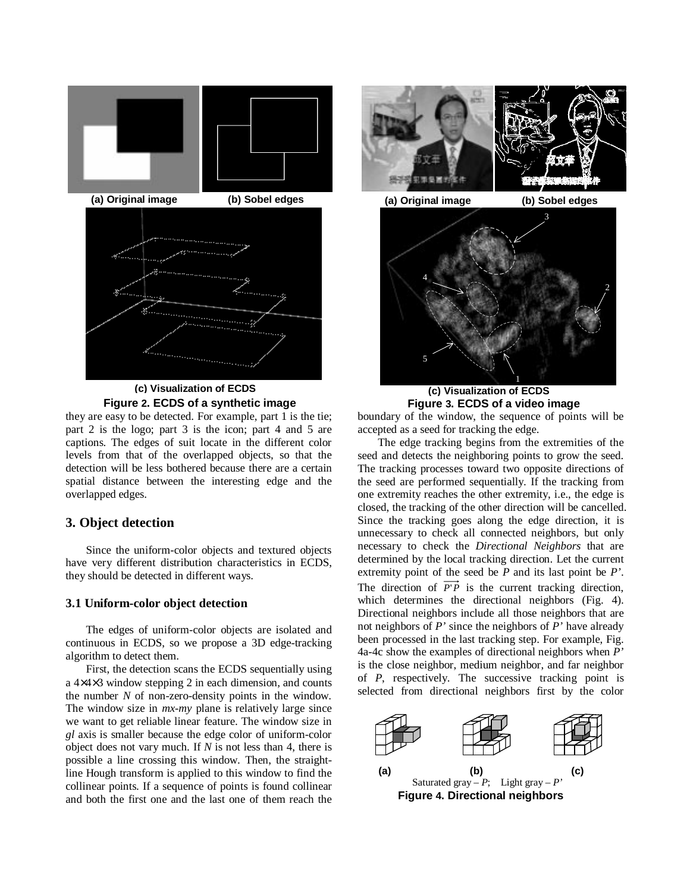(a) Original image (b) Sobel edges

(c) Visualization of ECDS

**Figure 2. ECDS of a synthetic image**

(a) Original image (b) Sobel edges

(c) Visualization of ECDS

**Figure 3. ECDS of a video image**

they are easy to be detected. For example, part 1 is the tie; part 2 is the logo; part 3 is the icon; part 4 and 5 are captions. The edges of suit locate in the different color levels from that of the overlapped objects, so that the detection will be less bothered because there are a certain spatial distance between the interesting edge and the overlapped edges.

## 3. Object detection

Since the uniform-color objects and textured objects have very different distribution characteristics in ECDS, they should be detected in different ways.

### 3.1 Uniform-color object detection

The edges of uniform-color objects are isolated and continuous in ECDS, so we propose a 3D edge-tracking algorithm to detect them.

First, the detection scans the ECDS sequentially using a $4\times4\times3$ window stepping 2 in each dimension, and counts the number $N$ of non-zero-density points in the window. The window size in *mx-my* plane is relatively large since we want to get reliable linear feature. The window size in *gl* axis is smaller because the edge color of uniform-color object does not vary much. If $N$ is not less than 4, there is possible a line crossing this window. Then, the straight-line Hough transform is applied to this window to find the collinear points. If a sequence of points is found collinear and both the first one and the last one of them reach the boundary of the window, the sequence of points will be accepted as a seed for tracking the edge.

The edge tracking begins from the extremities of the seed and detects the neighboring points to grow the seed. The tracking processes toward two opposite directions of the seed are performed sequentially. If the tracking from one extremity reaches the other extremity, i.e., the edge is closed, the tracking of the other direction will be cancelled. Since the tracking goes along the edge direction, it is unnecessary to check all connected neighbors, but only necessary to check the *Directional Neighbors* that are determined by the local tracking direction. Let the current extremity point of the seed be $P$ and its last point be $P'$. The direction of $\overrightarrow{P'P}$ is the current tracking direction, which determines the directional neighbors (Fig. 4). Directional neighbors include all those neighbors that are not neighbors of $P'$ since the neighbors of $P'$ have already been processed in the last tracking step. For example, Fig. 4a-4c show the examples of directional neighbors when $P'$ is the close neighbor, medium neighbor, and far neighbor of $P$, respectively. The successive tracking point is selected from directional neighbors first by the color

(a) (b) (c)

Saturated gray – $P$; Light gray – $P'$

**Figure 4. Directional neighbors**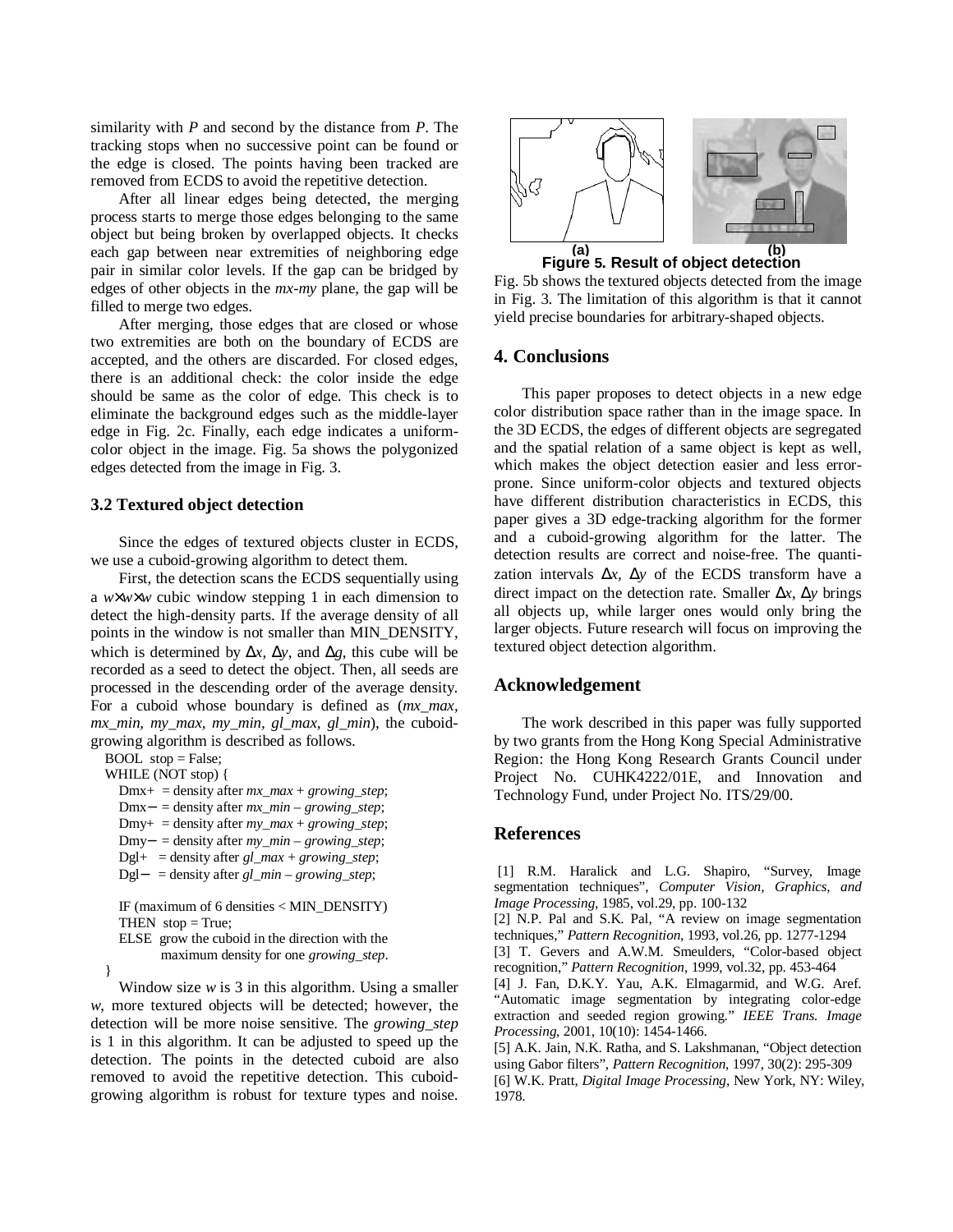similarity with *P* and second by the distance from *P*. The tracking stops when no successive point can be found or the edge is closed. The points having been tracked are removed from ECDS to avoid the repetitive detection.

After all linear edges being detected, the merging process starts to merge those edges belonging to the same object but being broken by overlapped objects. It checks each gap between near extremities of neighboring edge pair in similar color levels. If the gap can be bridged by edges of other objects in the *mx-my* plane, the gap will be filled to merge two edges.

After merging, those edges that are closed or whose two extremities are both on the boundary of ECDS are accepted, and the others are discarded. For closed edges, there is an additional check: the color inside the edge should be same as the color of edge. This check is to eliminate the background edges such as the middle-layer edge in Fig. 2c. Finally, each edge indicates a uniform-color object in the image. Fig. 5a shows the polygonized edges detected from the image in Fig. 3.

### 3.2 Textured object detection

Since the edges of textured objects cluster in ECDS, we use a cuboid-growing algorithm to detect them.

First, the detection scans the ECDS sequentially using a $w \times w \times w$ cubic window stepping 1 in each dimension to detect the high-density parts. If the average density of all points in the window is not smaller than MIN_DENSITY, which is determined by $\Delta x$, $\Delta y$, and $\Delta g$, this cube will be recorded as a seed to detect the object. Then, all seeds are processed in the descending order of the average density. For a cuboid whose boundary is defined as (*mx_max, mx_min, my_max, my_min, gl_max, gl_min*), the cuboid-growing algorithm is described as follows.

```
BOOL  stop = False;
WHILE (NOT stop) {
   Dmx+  = density after mx_max + growing_step;
   Dmx−  = density after mx_min – growing_step;
   Dmy+  = density after my_max + growing_step;
   Dmy−  = density after my_min – growing_step;
   Dgl+  = density after gl_max + growing_step;
   Dgl−  = density after gl_min – growing_step;

   IF (maximum of 6 densities < MIN_DENSITY)
   THEN  stop = True;
   ELSE  grow the cuboid in the direction with the
         maximum density for one growing_step.
}
```

Window size *w* is 3 in this algorithm. Using a smaller *w*, more textured objects will be detected; however, the detection will be more noise sensitive. The *growing_step* is 1 in this algorithm. It can be adjusted to speed up the detection. The points in the detected cuboid are also removed to avoid the repetitive detection. This cuboid-growing algorithm is robust for texture types and noise.

(a) (b)

**Figure 5. Result of object detection**

Fig. 5b shows the textured objects detected from the image in Fig. 3. The limitation of this algorithm is that it cannot yield precise boundaries for arbitrary-shaped objects.

## 4. Conclusions

This paper proposes to detect objects in a new edge color distribution space rather than in the image space. In the 3D ECDS, the edges of different objects are segregated and the spatial relation of a same object is kept as well, which makes the object detection easier and less error-prone. Since uniform-color objects and textured objects have different distribution characteristics in ECDS, this paper gives a 3D edge-tracking algorithm for the former and a cuboid-growing algorithm for the latter. The detection results are correct and noise-free. The quantization intervals $\Delta x$, $\Delta y$ of the ECDS transform have a direct impact on the detection rate. Smaller $\Delta x$, $\Delta y$ brings all objects up, while larger ones would only bring the larger objects. Future research will focus on improving the textured object detection algorithm.

## Acknowledgement

The work described in this paper was fully supported by two grants from the Hong Kong Special Administrative Region: the Hong Kong Research Grants Council under Project No. CUHK4222/01E, and Innovation and Technology Fund, under Project No. ITS/29/00.

## References

[1] R.M. Haralick and L.G. Shapiro, "Survey, Image segmentation techniques", *Computer Vision, Graphics, and Image Processing*, 1985, vol.29, pp. 100-132

[2] N.P. Pal and S.K. Pal, "A review on image segmentation techniques," *Pattern Recognition*, 1993, vol.26, pp. 1277-1294

[3] T. Gevers and A.W.M. Smeulders, "Color-based object recognition," *Pattern Recognition*, 1999, vol.32, pp. 453-464

[4] J. Fan, D.K.Y. Yau, A.K. Elmagarmid, and W.G. Aref. "Automatic image segmentation by integrating color-edge extraction and seeded region growing." *IEEE Trans. Image Processing*, 2001, 10(10): 1454-1466.

[5] A.K. Jain, N.K. Ratha, and S. Lakshmanan, "Object detection using Gabor filters", *Pattern Recognition*, 1997, 30(2): 295-309

[6] W.K. Pratt, *Digital Image Processing*, New York, NY: Wiley, 1978.